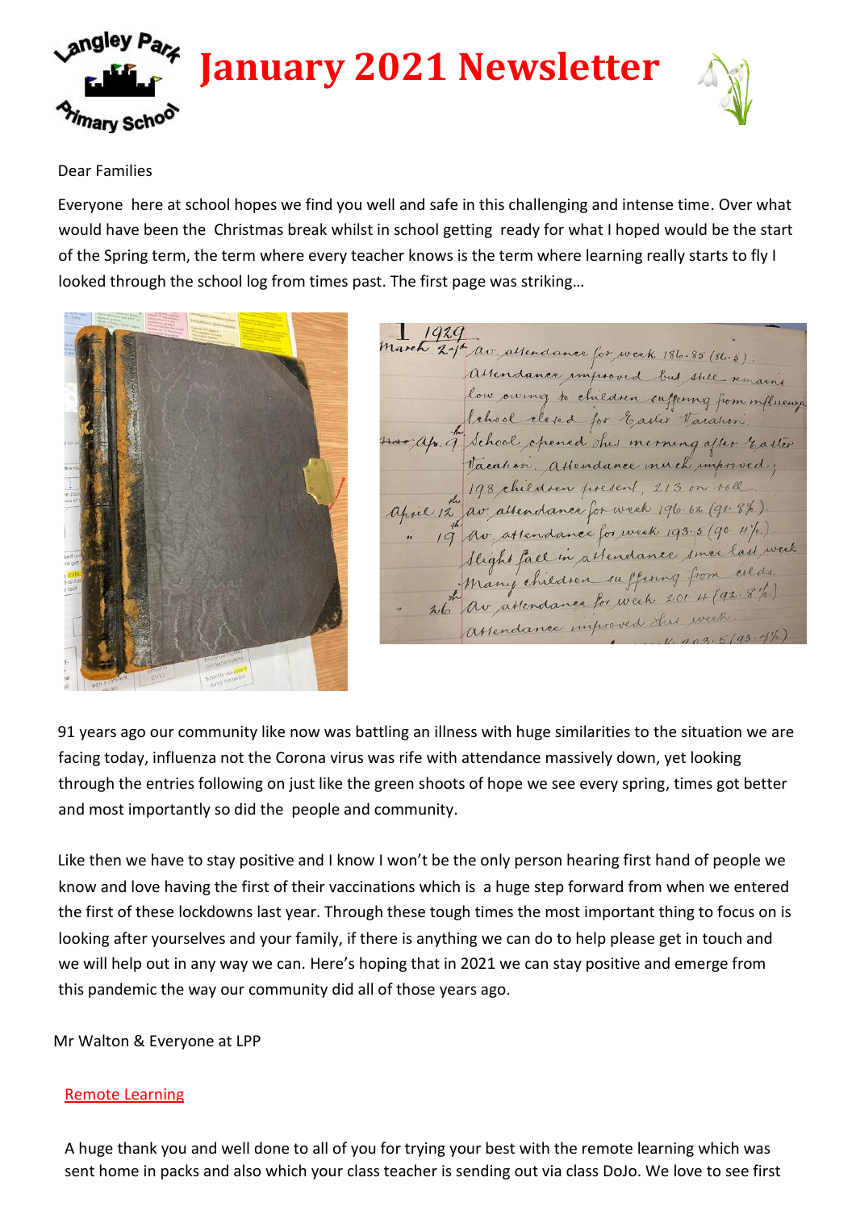# January 2021 Newsletter

Dear Families

Everyone here at school hopes we find you well and safe in this challenging and intense time. Over what would have been the Christmas break whilst in school getting ready for what I hoped would be the start of the Spring term, the term where every teacher knows is the term where learning really starts to fly I looked through the school log from times past. The first page was striking…

91 years ago our community like now was battling an illness with huge similarities to the situation we are facing today, influenza not the Corona virus was rife with attendance massively down, yet looking through the entries following on just like the green shoots of hope we see every spring, times got better and most importantly so did the people and community.

Like then we have to stay positive and I know I won't be the only person hearing first hand of people we know and love having the first of their vaccinations which is a huge step forward from when we entered the first of these lockdowns last year. Through these tough times the most important thing to focus on is looking after yourselves and your family, if there is anything we can do to help please get in touch and we will help out in any way we can. Here's hoping that in 2021 we can stay positive and emerge from this pandemic the way our community did all of those years ago.

Mr Walton & Everyone at LPP

## Remote Learning

A huge thank you and well done to all of you for trying your best with the remote learning which was sent home in packs and also which your class teacher is sending out via class DoJo. We love to see first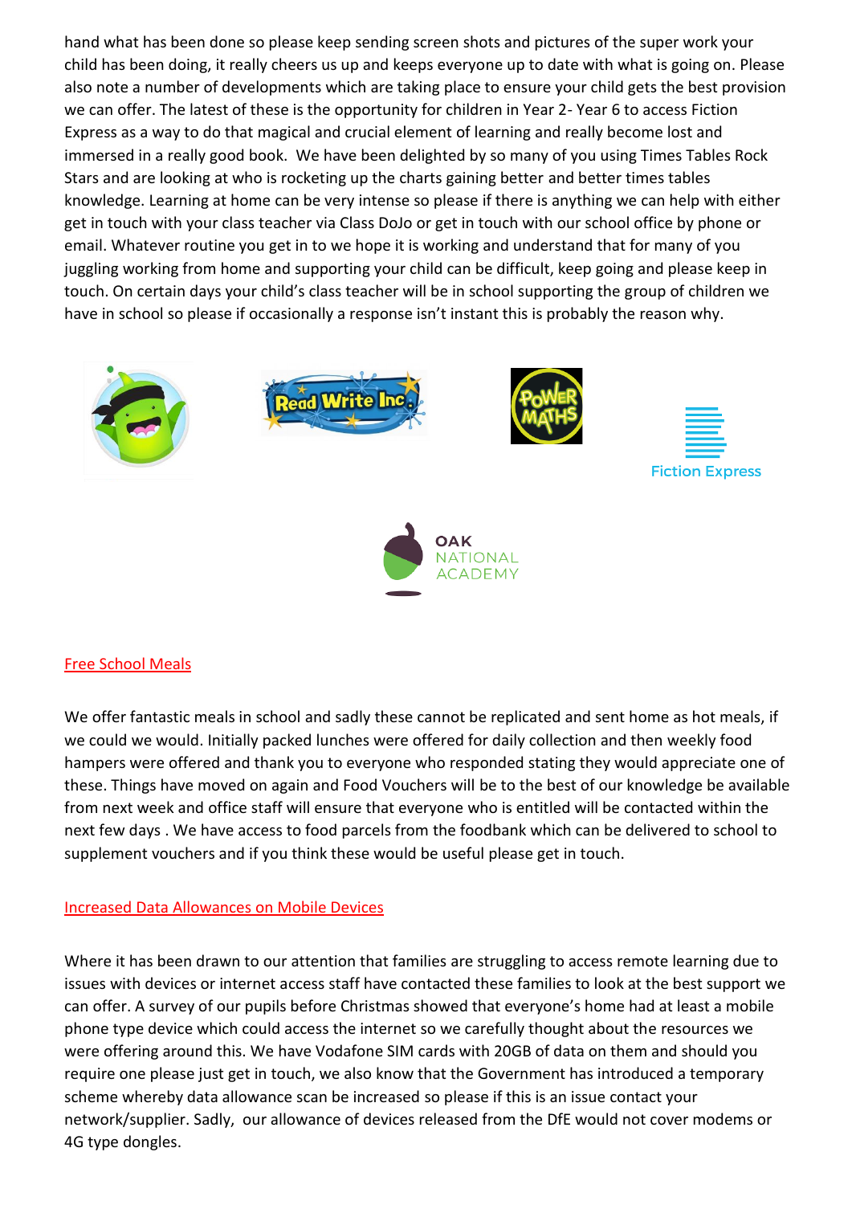hand what has been done so please keep sending screen shots and pictures of the super work your child has been doing, it really cheers us up and keeps everyone up to date with what is going on. Please also note a number of developments which are taking place to ensure your child gets the best provision we can offer. The latest of these is the opportunity for children in Year 2- Year 6 to access Fiction Express as a way to do that magical and crucial element of learning and really become lost and immersed in a really good book. We have been delighted by so many of you using Times Tables Rock Stars and are looking at who is rocketing up the charts gaining better and better times tables knowledge. Learning at home can be very intense so please if there is anything we can help with either get in touch with your class teacher via Class DoJo or get in touch with our school office by phone or email. Whatever routine you get in to we hope it is working and understand that for many of you juggling working from home and supporting your child can be difficult, keep going and please keep in touch. On certain days your child's class teacher will be in school supporting the group of children we have in school so please if occasionally a response isn't instant this is probably the reason why.

## Free School Meals

We offer fantastic meals in school and sadly these cannot be replicated and sent home as hot meals, if we could we would. Initially packed lunches were offered for daily collection and then weekly food hampers were offered and thank you to everyone who responded stating they would appreciate one of these. Things have moved on again and Food Vouchers will be to the best of our knowledge be available from next week and office staff will ensure that everyone who is entitled will be contacted within the next few days . We have access to food parcels from the foodbank which can be delivered to school to supplement vouchers and if you think these would be useful please get in touch.

## Increased Data Allowances on Mobile Devices

Where it has been drawn to our attention that families are struggling to access remote learning due to issues with devices or internet access staff have contacted these families to look at the best support we can offer. A survey of our pupils before Christmas showed that everyone's home had at least a mobile phone type device which could access the internet so we carefully thought about the resources we were offering around this. We have Vodafone SIM cards with 20GB of data on them and should you require one please just get in touch, we also know that the Government has introduced a temporary scheme whereby data allowance scan be increased so please if this is an issue contact your network/supplier. Sadly, our allowance of devices released from the DfE would not cover modems or 4G type dongles.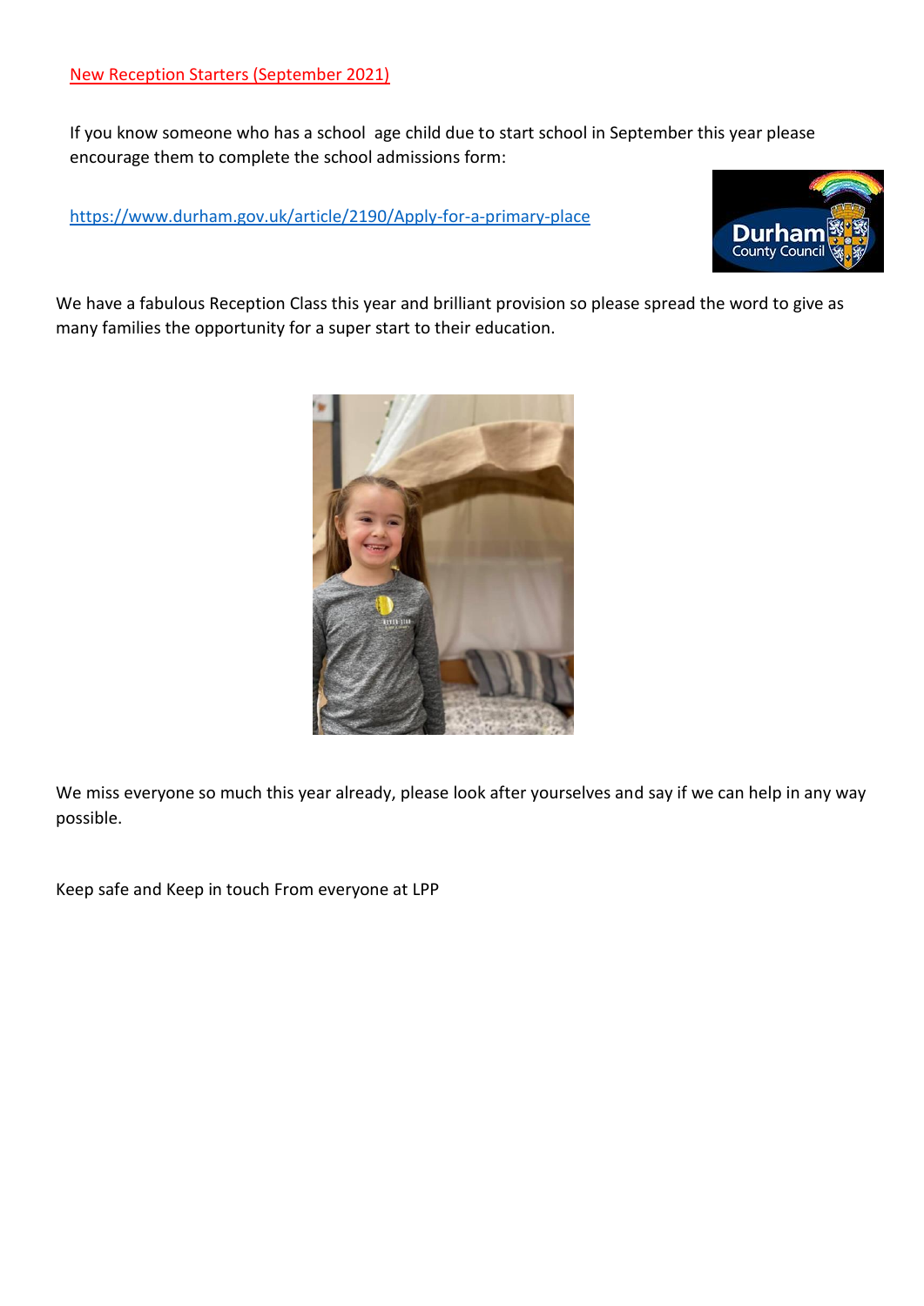New Reception Starters (September 2021)

If you know someone who has a school  age child due to start school in September this year please encourage them to complete the school admissions form:

https://www.durham.gov.uk/article/2190/Apply-for-a-primary-place

We have a fabulous Reception Class this year and brilliant provision so please spread the word to give as many families the opportunity for a super start to their education.

We miss everyone so much this year already, please look after yourselves and say if we can help in any way possible.

Keep safe and Keep in touch From everyone at LPP